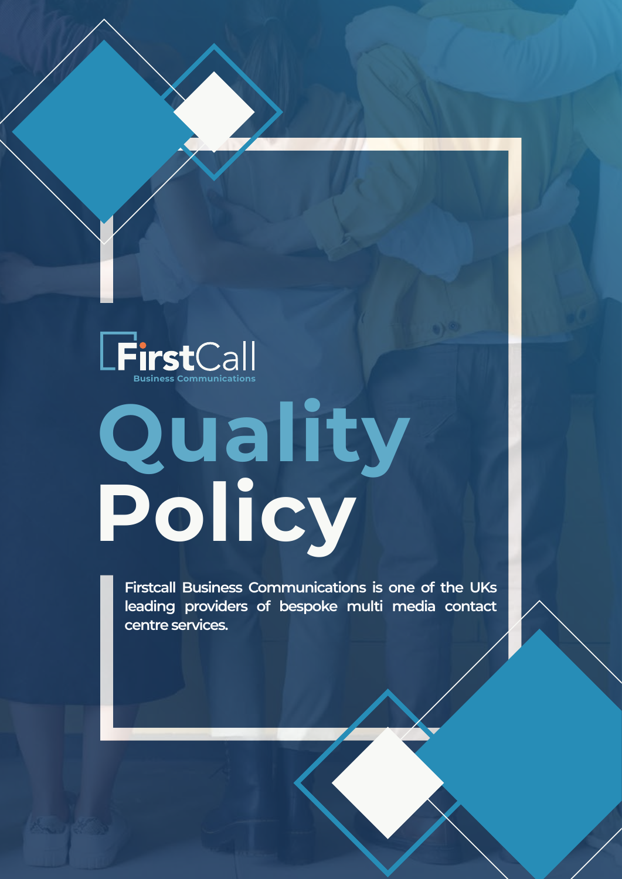FirstCall
Business Communications

# Quality Policy

Firstcall Business Communications is one of the UKs leading providers of bespoke multi media contact centre services.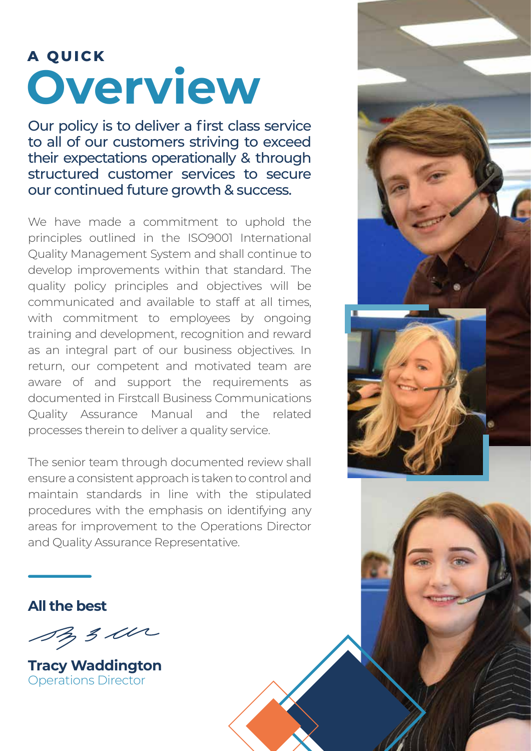# A QUICK Overview

**Our policy is to deliver a first class service to all of our customers striving to exceed their expectations operationally & through structured customer services to secure our continued future growth & success.**

We have made a commitment to uphold the principles outlined in the ISO9001 International Quality Management System and shall continue to develop improvements within that standard. The quality policy principles and objectives will be communicated and available to staff at all times, with commitment to employees by ongoing training and development, recognition and reward as an integral part of our business objectives. In return, our competent and motivated team are aware of and support the requirements as documented in Firstcall Business Communications Quality Assurance Manual and the related processes therein to deliver a quality service.

The senior team through documented review shall ensure a consistent approach is taken to control and maintain standards in line with the stipulated procedures with the emphasis on identifying any areas for improvement to the Operations Director and Quality Assurance Representative.

**All the best**

**Tracy Waddington**
Operations Director